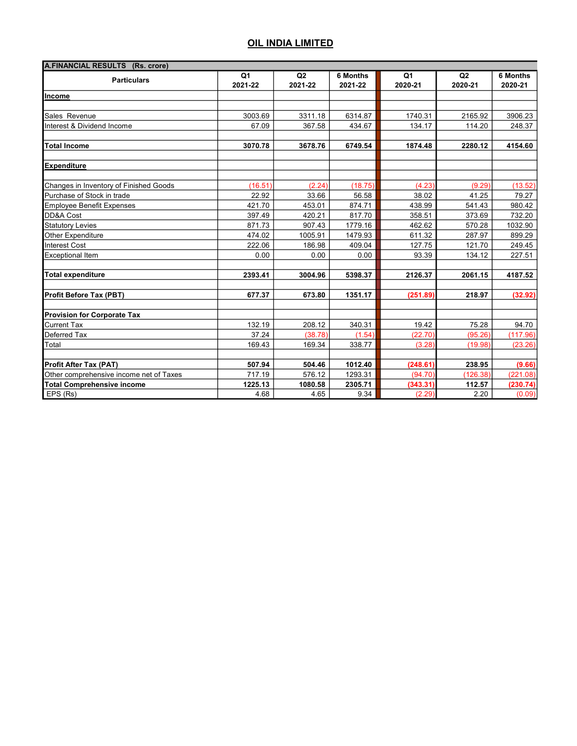# OIL INDIA LIMITED

| A.FINANCIAL RESULTS (Rs. crore) | | | | | | |
|---|---|---|---|---|---|---|
| **Particulars** | **Q1 2021-22** | **Q2 2021-22** | **6 Months 2021-22** | **Q1 2020-21** | **Q2 2020-21** | **6 Months 2020-21** |
| **Income** | | | | | | |
| Sales Revenue | 3003.69 | 3311.18 | 6314.87 | 1740.31 | 2165.92 | 3906.23 |
| Interest & Dividend Income | 67.09 | 367.58 | 434.67 | 134.17 | 114.20 | 248.37 |
| **Total Income** | **3070.78** | **3678.76** | **6749.54** | **1874.48** | **2280.12** | **4154.60** |
| **Expenditure** | | | | | | |
| Changes in Inventory of Finished Goods | (16.51) | (2.24) | (18.75) | (4.23) | (9.29) | (13.52) |
| Purchase of Stock in trade | 22.92 | 33.66 | 56.58 | 38.02 | 41.25 | 79.27 |
| Employee Benefit Expenses | 421.70 | 453.01 | 874.71 | 438.99 | 541.43 | 980.42 |
| DD&A Cost | 397.49 | 420.21 | 817.70 | 358.51 | 373.69 | 732.20 |
| Statutory Levies | 871.73 | 907.43 | 1779.16 | 462.62 | 570.28 | 1032.90 |
| Other Expenditure | 474.02 | 1005.91 | 1479.93 | 611.32 | 287.97 | 899.29 |
| Interest Cost | 222.06 | 186.98 | 409.04 | 127.75 | 121.70 | 249.45 |
| Exceptional Item | 0.00 | 0.00 | 0.00 | 93.39 | 134.12 | 227.51 |
| **Total expenditure** | **2393.41** | **3004.96** | **5398.37** | **2126.37** | **2061.15** | **4187.52** |
| **Profit Before Tax (PBT)** | **677.37** | **673.80** | **1351.17** | **(251.89)** | **218.97** | **(32.92)** |
| **Provision for Corporate Tax** | | | | | | |
| Current Tax | 132.19 | 208.12 | 340.31 | 19.42 | 75.28 | 94.70 |
| Deferred Tax | 37.24 | (38.78) | (1.54) | (22.70) | (95.26) | (117.96) |
| Total | 169.43 | 169.34 | 338.77 | (3.28) | (19.98) | (23.26) |
| **Profit After Tax (PAT)** | **507.94** | **504.46** | **1012.40** | **(248.61)** | **238.95** | **(9.66)** |
| Other comprehensive income net of Taxes | 717.19 | 576.12 | 1293.31 | (94.70) | (126.38) | (221.08) |
| **Total Comprehensive income** | **1225.13** | **1080.58** | **2305.71** | **(343.31)** | **112.57** | **(230.74)** |
| EPS (Rs) | 4.68 | 4.65 | 9.34 | (2.29) | 2.20 | (0.09) |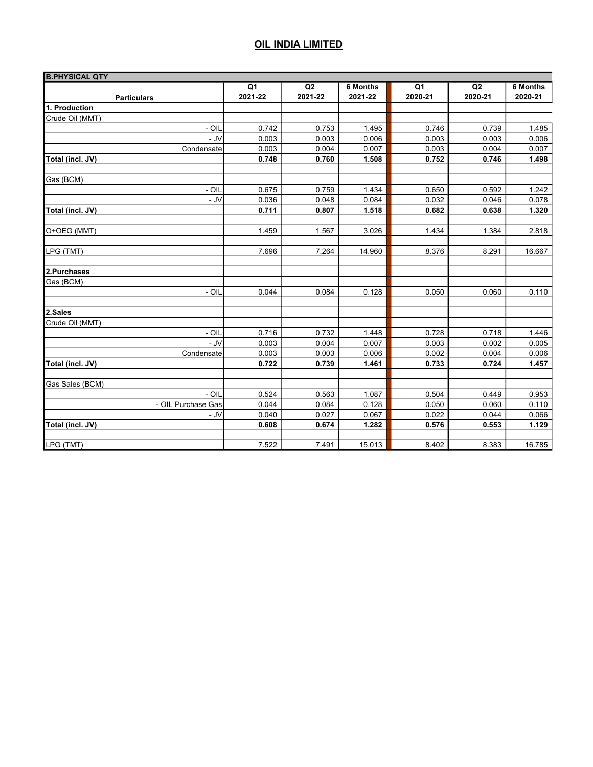# OIL INDIA LIMITED

| B.PHYSICAL QTY | | | | | | |
|---|---|---|---|---|---|---|
| **Particulars** | **Q1 2021-22** | **Q2 2021-22** | **6 Months 2021-22** | **Q1 2020-21** | **Q2 2020-21** | **6 Months 2020-21** |
| **1. Production** | | | | | | |
| Crude Oil (MMT) | | | | | | |
| - OIL | 0.742 | 0.753 | 1.495 | 0.746 | 0.739 | 1.485 |
| - JV | 0.003 | 0.003 | 0.006 | 0.003 | 0.003 | 0.006 |
| Condensate | 0.003 | 0.004 | 0.007 | 0.003 | 0.004 | 0.007 |
| **Total (incl. JV)** | **0.748** | **0.760** | **1.508** | **0.752** | **0.746** | **1.498** |
| | | | | | | |
| Gas (BCM) | | | | | | |
| - OIL | 0.675 | 0.759 | 1.434 | 0.650 | 0.592 | 1.242 |
| - JV | 0.036 | 0.048 | 0.084 | 0.032 | 0.046 | 0.078 |
| **Total (incl. JV)** | **0.711** | **0.807** | **1.518** | **0.682** | **0.638** | **1.320** |
| | | | | | | |
| O+OEG (MMT) | 1.459 | 1.567 | 3.026 | 1.434 | 1.384 | 2.818 |
| | | | | | | |
| LPG (TMT) | 7.696 | 7.264 | 14.960 | 8.376 | 8.291 | 16.667 |
| | | | | | | |
| **2.Purchases** | | | | | | |
| Gas (BCM) | | | | | | |
| - OIL | 0.044 | 0.084 | 0.128 | 0.050 | 0.060 | 0.110 |
| | | | | | | |
| **2.Sales** | | | | | | |
| Crude Oil (MMT) | | | | | | |
| - OIL | 0.716 | 0.732 | 1.448 | 0.728 | 0.718 | 1.446 |
| - JV | 0.003 | 0.004 | 0.007 | 0.003 | 0.002 | 0.005 |
| Condensate | 0.003 | 0.003 | 0.006 | 0.002 | 0.004 | 0.006 |
| **Total (incl. JV)** | **0.722** | **0.739** | **1.461** | **0.733** | **0.724** | **1.457** |
| | | | | | | |
| Gas Sales (BCM) | | | | | | |
| - OIL | 0.524 | 0.563 | 1.087 | 0.504 | 0.449 | 0.953 |
| - OIL Purchase Gas | 0.044 | 0.084 | 0.128 | 0.050 | 0.060 | 0.110 |
| - JV | 0.040 | 0.027 | 0.067 | 0.022 | 0.044 | 0.066 |
| **Total (incl. JV)** | **0.608** | **0.674** | **1.282** | **0.576** | **0.553** | **1.129** |
| | | | | | | |
| LPG (TMT) | 7.522 | 7.491 | 15.013 | 8.402 | 8.383 | 16.785 |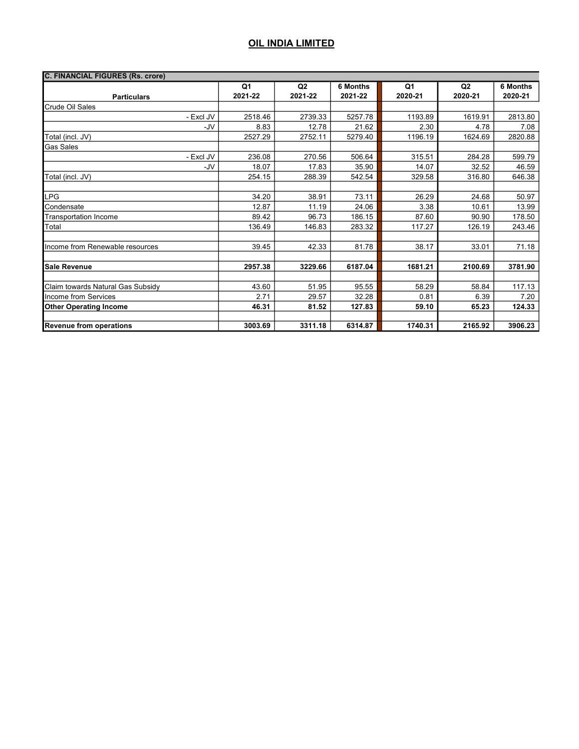# OIL INDIA LIMITED

| C. FINANCIAL FIGURES (Rs. crore) | | | | | | |
|---|---|---|---|---|---|---|
| **Particulars** | **Q1 2021-22** | **Q2 2021-22** | **6 Months 2021-22** | **Q1 2020-21** | **Q2 2020-21** | **6 Months 2020-21** |
| Crude Oil Sales | | | | | | |
| - Excl JV | 2518.46 | 2739.33 | 5257.78 | 1193.89 | 1619.91 | 2813.80 |
| -JV | 8.83 | 12.78 | 21.62 | 2.30 | 4.78 | 7.08 |
| Total (incl. JV) | 2527.29 | 2752.11 | 5279.40 | 1196.19 | 1624.69 | 2820.88 |
| Gas Sales | | | | | | |
| - Excl JV | 236.08 | 270.56 | 506.64 | 315.51 | 284.28 | 599.79 |
| -JV | 18.07 | 17.83 | 35.90 | 14.07 | 32.52 | 46.59 |
| Total (incl. JV) | 254.15 | 288.39 | 542.54 | 329.58 | 316.80 | 646.38 |
| | | | | | | |
| LPG | 34.20 | 38.91 | 73.11 | 26.29 | 24.68 | 50.97 |
| Condensate | 12.87 | 11.19 | 24.06 | 3.38 | 10.61 | 13.99 |
| Transportation Income | 89.42 | 96.73 | 186.15 | 87.60 | 90.90 | 178.50 |
| Total | 136.49 | 146.83 | 283.32 | 117.27 | 126.19 | 243.46 |
| | | | | | | |
| Income from Renewable resources | 39.45 | 42.33 | 81.78 | 38.17 | 33.01 | 71.18 |
| | | | | | | |
| **Sale Revenue** | **2957.38** | **3229.66** | **6187.04** | **1681.21** | **2100.69** | **3781.90** |
| | | | | | | |
| Claim towards Natural Gas Subsidy | 43.60 | 51.95 | 95.55 | 58.29 | 58.84 | 117.13 |
| Income from Services | 2.71 | 29.57 | 32.28 | 0.81 | 6.39 | 7.20 |
| **Other Operating Income** | **46.31** | **81.52** | **127.83** | **59.10** | **65.23** | **124.33** |
| | | | | | | |
| **Revenue from operations** | **3003.69** | **3311.18** | **6314.87** | **1740.31** | **2165.92** | **3906.23** |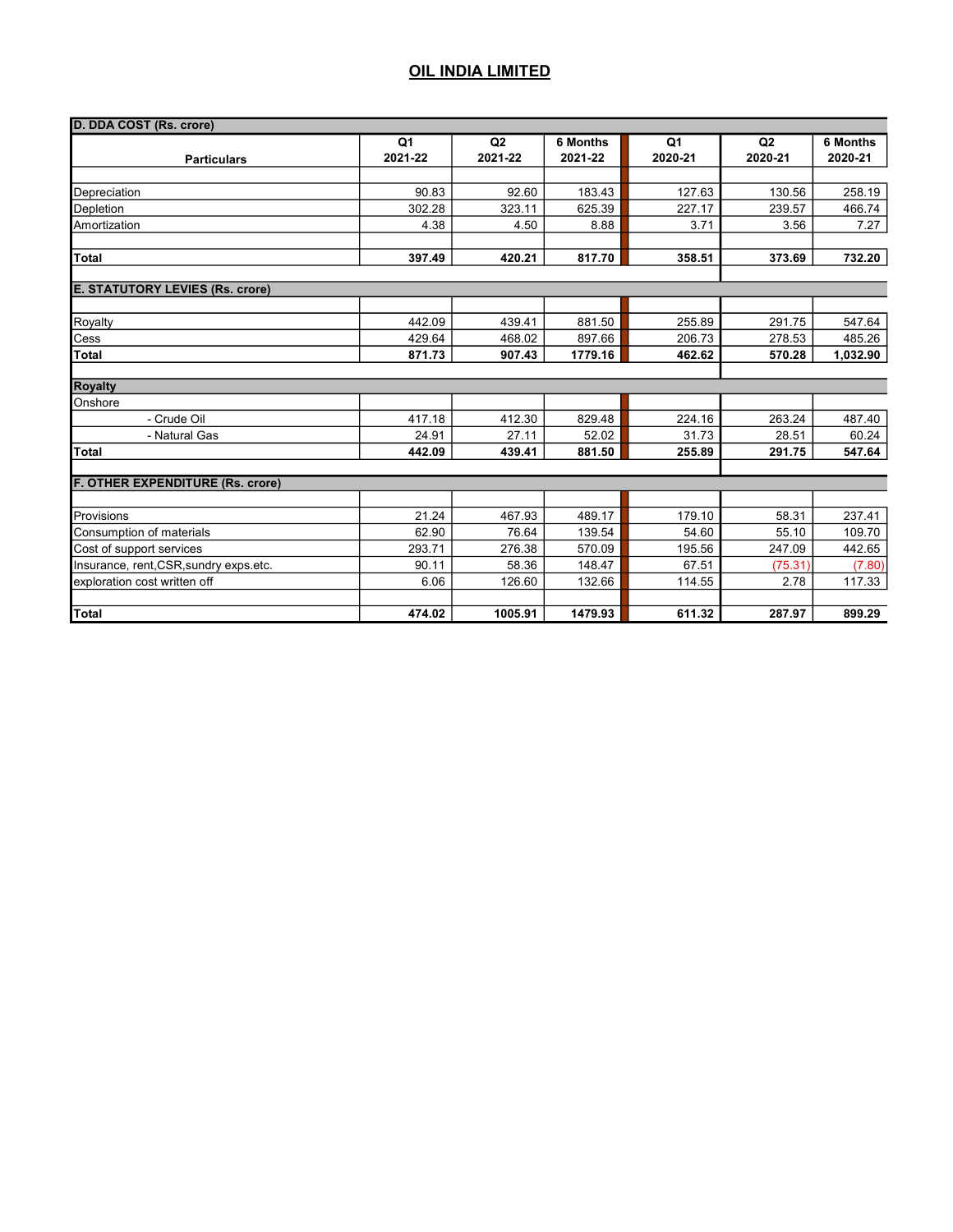# OIL INDIA LIMITED

| D. DDA COST (Rs. crore) | | | | | | |
|---|---|---|---|---|---|---|
| **Particulars** | **Q1 2021-22** | **Q2 2021-22** | **6 Months 2021-22** | **Q1 2020-21** | **Q2 2020-21** | **6 Months 2020-21** |
| Depreciation | 90.83 | 92.60 | 183.43 | 127.63 | 130.56 | 258.19 |
| Depletion | 302.28 | 323.11 | 625.39 | 227.17 | 239.57 | 466.74 |
| Amortization | 4.38 | 4.50 | 8.88 | 3.71 | 3.56 | 7.27 |
| **Total** | **397.49** | **420.21** | **817.70** | **358.51** | **373.69** | **732.20** |
| **E. STATUTORY LEVIES (Rs. crore)** | | | | | | |
| Royalty | 442.09 | 439.41 | 881.50 | 255.89 | 291.75 | 547.64 |
| Cess | 429.64 | 468.02 | 897.66 | 206.73 | 278.53 | 485.26 |
| **Total** | **871.73** | **907.43** | **1779.16** | **462.62** | **570.28** | **1,032.90** |
| **Royalty** | | | | | | |
| Onshore | | | | | | |
| - Crude Oil | 417.18 | 412.30 | 829.48 | 224.16 | 263.24 | 487.40 |
| - Natural Gas | 24.91 | 27.11 | 52.02 | 31.73 | 28.51 | 60.24 |
| **Total** | **442.09** | **439.41** | **881.50** | **255.89** | **291.75** | **547.64** |
| **F. OTHER EXPENDITURE (Rs. crore)** | | | | | | |
| Provisions | 21.24 | 467.93 | 489.17 | 179.10 | 58.31 | 237.41 |
| Consumption of materials | 62.90 | 76.64 | 139.54 | 54.60 | 55.10 | 109.70 |
| Cost of support services | 293.71 | 276.38 | 570.09 | 195.56 | 247.09 | 442.65 |
| Insurance, rent,CSR,sundry exps.etc. | 90.11 | 58.36 | 148.47 | 67.51 | (75.31) | (7.80) |
| exploration cost written off | 6.06 | 126.60 | 132.66 | 114.55 | 2.78 | 117.33 |
| **Total** | **474.02** | **1005.91** | **1479.93** | **611.32** | **287.97** | **899.29** |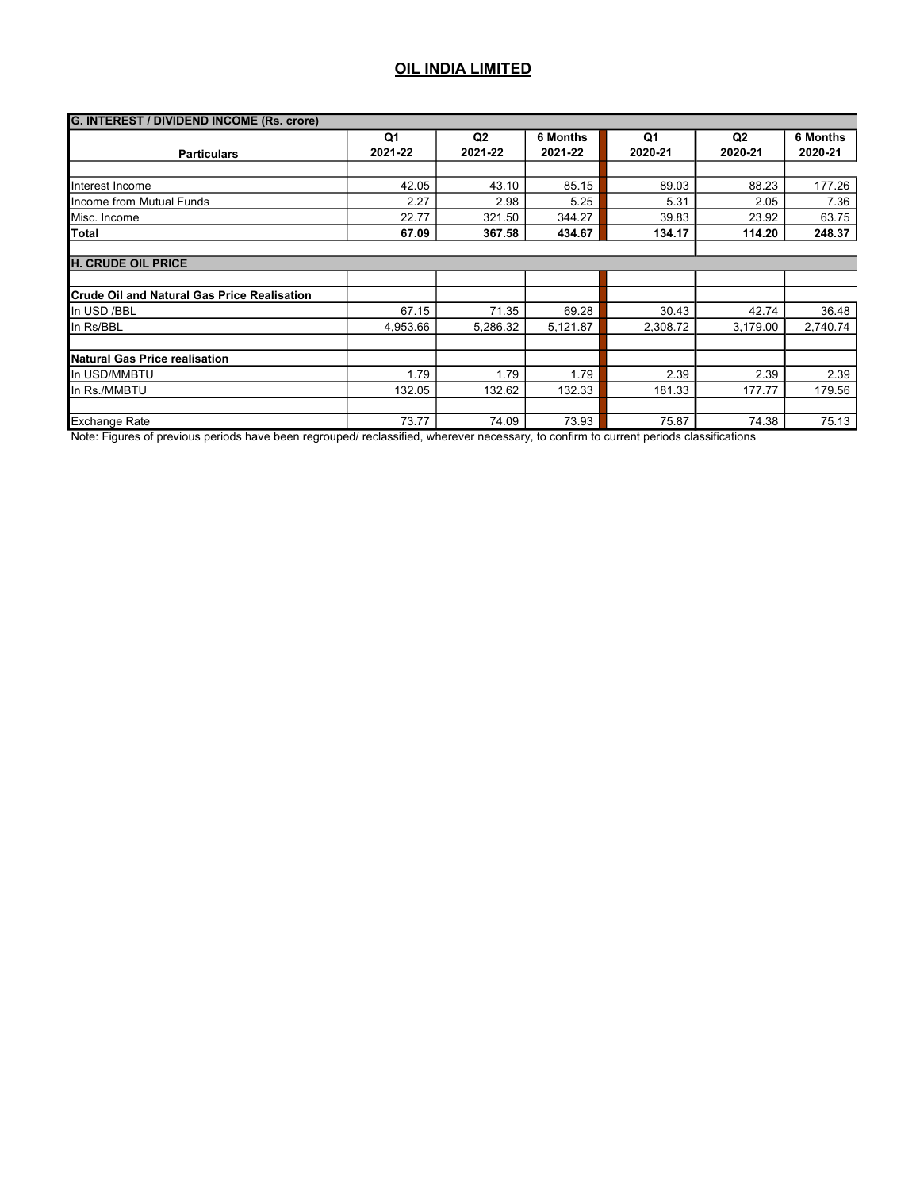# OIL INDIA LIMITED

| G. INTEREST / DIVIDEND INCOME (Rs. crore) | | | | | | |
|---|---|---|---|---|---|---|
| **Particulars** | **Q1 2021-22** | **Q2 2021-22** | **6 Months 2021-22** | **Q1 2020-21** | **Q2 2020-21** | **6 Months 2020-21** |
| Interest Income | 42.05 | 43.10 | 85.15 | 89.03 | 88.23 | 177.26 |
| Income from Mutual Funds | 2.27 | 2.98 | 5.25 | 5.31 | 2.05 | 7.36 |
| Misc. Income | 22.77 | 321.50 | 344.27 | 39.83 | 23.92 | 63.75 |
| **Total** | **67.09** | **367.58** | **434.67** | **134.17** | **114.20** | **248.37** |
| **H. CRUDE OIL PRICE** | | | | | | |
| **Crude Oil and Natural Gas Price Realisation** | | | | | | |
| In USD /BBL | 67.15 | 71.35 | 69.28 | 30.43 | 42.74 | 36.48 |
| In Rs/BBL | 4,953.66 | 5,286.32 | 5,121.87 | 2,308.72 | 3,179.00 | 2,740.74 |
| **Natural Gas Price realisation** | | | | | | |
| In USD/MMBTU | 1.79 | 1.79 | 1.79 | 2.39 | 2.39 | 2.39 |
| In Rs./MMBTU | 132.05 | 132.62 | 132.33 | 181.33 | 177.77 | 179.56 |
| Exchange Rate | 73.77 | 74.09 | 73.93 | 75.87 | 74.38 | 75.13 |

Note: Figures of previous periods have been regrouped/ reclassified, wherever necessary, to confirm to current periods classifications